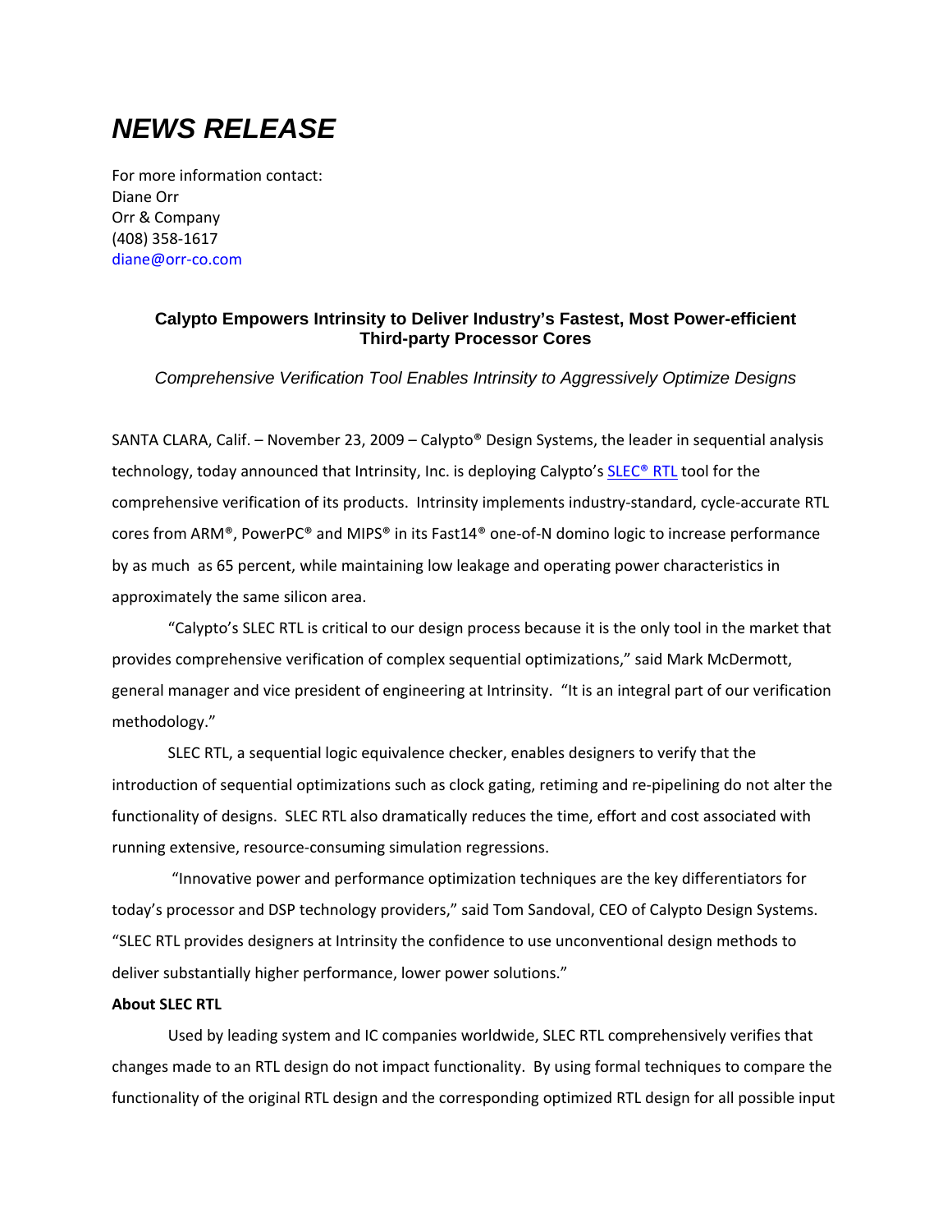# *NEWS RELEASE*

For more information contact:
Diane Orr
Orr & Company
(408) 358-1617
diane@orr-co.com

### Calypto Empowers Intrinsity to Deliver Industry's Fastest, Most Power-efficient Third-party Processor Cores

*Comprehensive Verification Tool Enables Intrinsity to Aggressively Optimize Designs*

SANTA CLARA, Calif. – November 23, 2009 – Calypto® Design Systems, the leader in sequential analysis technology, today announced that Intrinsity, Inc. is deploying Calypto's SLEC® RTL tool for the comprehensive verification of its products. Intrinsity implements industry-standard, cycle-accurate RTL cores from ARM®, PowerPC® and MIPS® in its Fast14® one-of-N domino logic to increase performance by as much as 65 percent, while maintaining low leakage and operating power characteristics in approximately the same silicon area.

"Calypto's SLEC RTL is critical to our design process because it is the only tool in the market that provides comprehensive verification of complex sequential optimizations," said Mark McDermott, general manager and vice president of engineering at Intrinsity. "It is an integral part of our verification methodology."

SLEC RTL, a sequential logic equivalence checker, enables designers to verify that the introduction of sequential optimizations such as clock gating, retiming and re-pipelining do not alter the functionality of designs. SLEC RTL also dramatically reduces the time, effort and cost associated with running extensive, resource-consuming simulation regressions.

"Innovative power and performance optimization techniques are the key differentiators for today's processor and DSP technology providers," said Tom Sandoval, CEO of Calypto Design Systems. "SLEC RTL provides designers at Intrinsity the confidence to use unconventional design methods to deliver substantially higher performance, lower power solutions."

**About SLEC RTL**

Used by leading system and IC companies worldwide, SLEC RTL comprehensively verifies that changes made to an RTL design do not impact functionality. By using formal techniques to compare the functionality of the original RTL design and the corresponding optimized RTL design for all possible input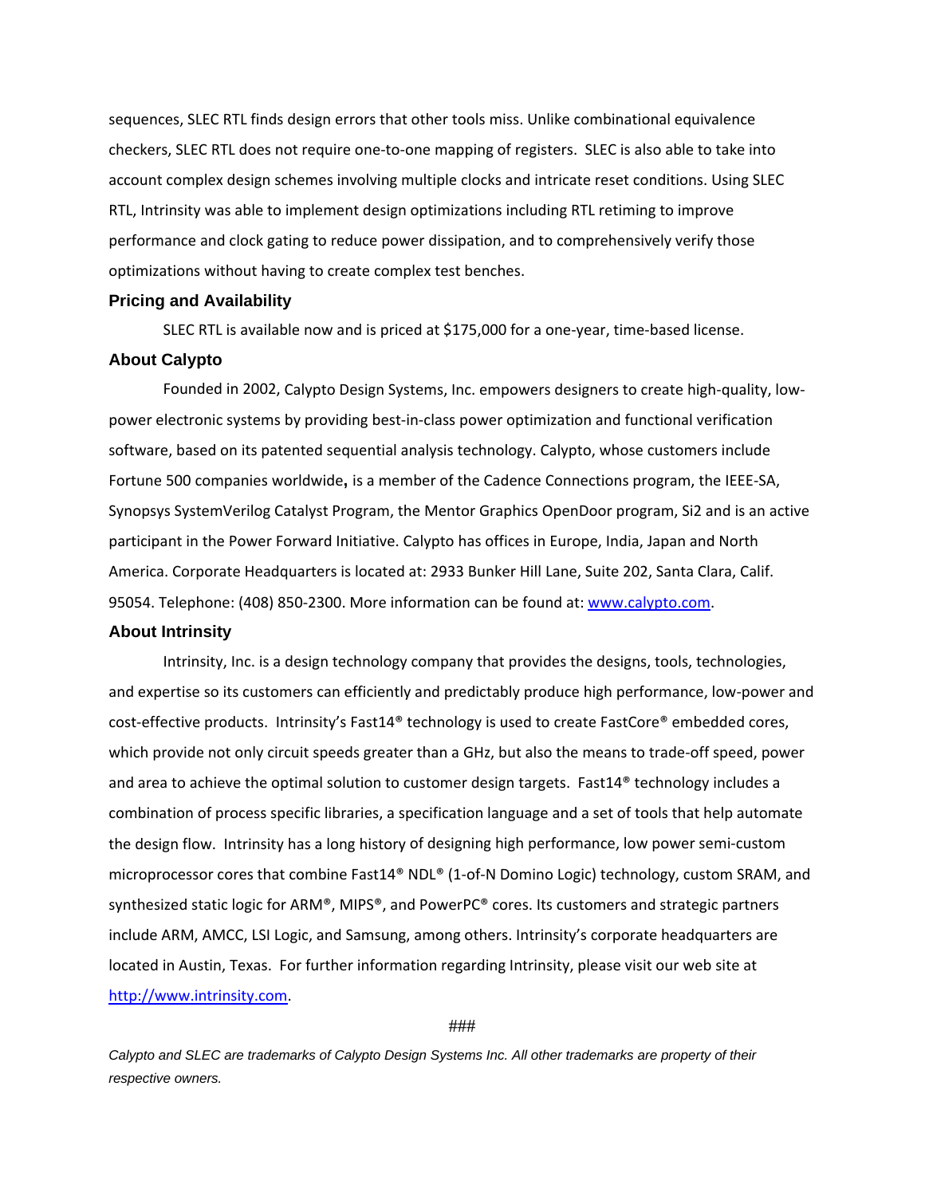sequences, SLEC RTL finds design errors that other tools miss. Unlike combinational equivalence checkers, SLEC RTL does not require one-to-one mapping of registers. SLEC is also able to take into account complex design schemes involving multiple clocks and intricate reset conditions. Using SLEC RTL, Intrinsity was able to implement design optimizations including RTL retiming to improve performance and clock gating to reduce power dissipation, and to comprehensively verify those optimizations without having to create complex test benches.

### Pricing and Availability

SLEC RTL is available now and is priced at $175,000 for a one-year, time-based license.

### About Calypto

Founded in 2002, Calypto Design Systems, Inc. empowers designers to create high-quality, low-power electronic systems by providing best-in-class power optimization and functional verification software, based on its patented sequential analysis technology. Calypto, whose customers include Fortune 500 companies worldwide**,** is a member of the Cadence Connections program, the IEEE-SA, Synopsys SystemVerilog Catalyst Program, the Mentor Graphics OpenDoor program, Si2 and is an active participant in the Power Forward Initiative. Calypto has offices in Europe, India, Japan and North America. Corporate Headquarters is located at: 2933 Bunker Hill Lane, Suite 202, Santa Clara, Calif. 95054. Telephone: (408) 850-2300. More information can be found at: [www.calypto.com](http://www.calypto.com).

### About Intrinsity

Intrinsity, Inc. is a design technology company that provides the designs, tools, technologies, and expertise so its customers can efficiently and predictably produce high performance, low-power and cost-effective products. Intrinsity's Fast14® technology is used to create FastCore® embedded cores, which provide not only circuit speeds greater than a GHz, but also the means to trade-off speed, power and area to achieve the optimal solution to customer design targets. Fast14® technology includes a combination of process specific libraries, a specification language and a set of tools that help automate the design flow. Intrinsity has a long history of designing high performance, low power semi-custom microprocessor cores that combine Fast14® NDL® (1-of-N Domino Logic) technology, custom SRAM, and synthesized static logic for ARM®, MIPS®, and PowerPC® cores. Its customers and strategic partners include ARM, AMCC, LSI Logic, and Samsung, among others. Intrinsity's corporate headquarters are located in Austin, Texas. For further information regarding Intrinsity, please visit our web site at [http://www.intrinsity.com](http://www.intrinsity.com).

###

*Calypto and SLEC are trademarks of Calypto Design Systems Inc. All other trademarks are property of their respective owners.*